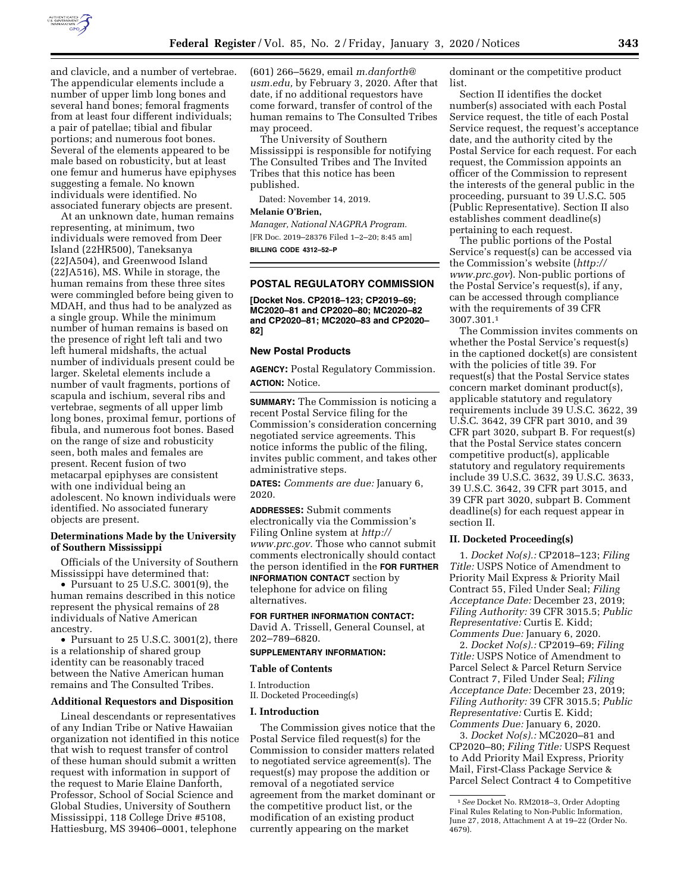and clavicle, and a number of vertebrae. The appendicular elements include a number of upper limb long bones and several hand bones; femoral fragments from at least four different individuals; a pair of patellae; tibial and fibular portions; and numerous foot bones. Several of the elements appeared to be male based on robusticity, but at least one femur and humerus have epiphyses suggesting a female. No known individuals were identified. No associated funerary objects are present.

At an unknown date, human remains representing, at minimum, two individuals were removed from Deer Island (22HR500), Taneksanya (22JA504), and Greenwood Island (22JA516), MS. While in storage, the human remains from these three sites were commingled before being given to MDAH, and thus had to be analyzed as a single group. While the minimum number of human remains is based on the presence of right left tali and two left humeral midshafts, the actual number of individuals present could be larger. Skeletal elements include a number of vault fragments, portions of scapula and ischium, several ribs and vertebrae, segments of all upper limb long bones, proximal femur, portions of fibula, and numerous foot bones. Based on the range of size and robusticity seen, both males and females are present. Recent fusion of two metacarpal epiphyses are consistent with one individual being an adolescent. No known individuals were identified. No associated funerary objects are present.

### Determinations Made by the University of Southern Mississippi

Officials of the University of Southern Mississippi have determined that:

- Pursuant to 25 U.S.C. 3001(9), the human remains described in this notice represent the physical remains of 28 individuals of Native American ancestry.
- Pursuant to 25 U.S.C. 3001(2), there is a relationship of shared group identity can be reasonably traced between the Native American human remains and The Consulted Tribes.

### Additional Requestors and Disposition

Lineal descendants or representatives of any Indian Tribe or Native Hawaiian organization not identified in this notice that wish to request transfer of control of these human should submit a written request with information in support of the request to Marie Elaine Danforth, Professor, School of Social Science and Global Studies, University of Southern Mississippi, 118 College Drive #5108, Hattiesburg, MS 39406–0001, telephone (601) 266–5629, email *m.danforth@usm.edu,* by February 3, 2020. After that date, if no additional requestors have come forward, transfer of control of the human remains to The Consulted Tribes may proceed.

The University of Southern Mississippi is responsible for notifying The Consulted Tribes and The Invited Tribes that this notice has been published.

Dated: November 14, 2019.

**Melanie O'Brien,**

*Manager, National NAGPRA Program.*

[FR Doc. 2019–28376 Filed 1–2–20; 8:45 am]

**BILLING CODE 4312–52–P**

## POSTAL REGULATORY COMMISSION

**[Docket Nos. CP2018–123; CP2019–69; MC2020–81 and CP2020–80; MC2020–82 and CP2020–81; MC2020–83 and CP2020–82]**

### New Postal Products

**AGENCY:** Postal Regulatory Commission.

**ACTION:** Notice.

**SUMMARY:** The Commission is noticing a recent Postal Service filing for the Commission's consideration concerning negotiated service agreements. This notice informs the public of the filing, invites public comment, and takes other administrative steps.

**DATES:** *Comments are due:* January 6, 2020.

**ADDRESSES:** Submit comments electronically via the Commission's Filing Online system at *http://www.prc.gov.* Those who cannot submit comments electronically should contact the person identified in the **FOR FURTHER INFORMATION CONTACT** section by telephone for advice on filing alternatives.

**FOR FURTHER INFORMATION CONTACT:** David A. Trissell, General Counsel, at 202–789–6820.

**SUPPLEMENTARY INFORMATION:**

**Table of Contents**

I. Introduction
II. Docketed Proceeding(s)

### I. Introduction

The Commission gives notice that the Postal Service filed request(s) for the Commission to consider matters related to negotiated service agreement(s). The request(s) may propose the addition or removal of a negotiated service agreement from the market dominant or the competitive product list, or the modification of an existing product currently appearing on the market dominant or the competitive product list.

Section II identifies the docket number(s) associated with each Postal Service request, the title of each Postal Service request, the request's acceptance date, and the authority cited by the Postal Service for each request. For each request, the Commission appoints an officer of the Commission to represent the interests of the general public in the proceeding, pursuant to 39 U.S.C. 505 (Public Representative). Section II also establishes comment deadline(s) pertaining to each request.

The public portions of the Postal Service's request(s) can be accessed via the Commission's website (*http://www.prc.gov*). Non-public portions of the Postal Service's request(s), if any, can be accessed through compliance with the requirements of 39 CFR 3007.301.[1]

The Commission invites comments on whether the Postal Service's request(s) in the captioned docket(s) are consistent with the policies of title 39. For request(s) that the Postal Service states concern market dominant product(s), applicable statutory and regulatory requirements include 39 U.S.C. 3622, 39 U.S.C. 3642, 39 CFR part 3010, and 39 CFR part 3020, subpart B. For request(s) that the Postal Service states concern competitive product(s), applicable statutory and regulatory requirements include 39 U.S.C. 3632, 39 U.S.C. 3633, 39 U.S.C. 3642, 39 CFR part 3015, and 39 CFR part 3020, subpart B. Comment deadline(s) for each request appear in section II.

### II. Docketed Proceeding(s)

1. *Docket No(s).:* CP2018–123; *Filing Title:* USPS Notice of Amendment to Priority Mail Express & Priority Mail Contract 55, Filed Under Seal; *Filing Acceptance Date:* December 23, 2019; *Filing Authority:* 39 CFR 3015.5; *Public Representative:* Curtis E. Kidd; *Comments Due:* January 6, 2020.

2. *Docket No(s).:* CP2019–69; *Filing Title:* USPS Notice of Amendment to Parcel Select & Parcel Return Service Contract 7, Filed Under Seal; *Filing Acceptance Date:* December 23, 2019; *Filing Authority:* 39 CFR 3015.5; *Public Representative:* Curtis E. Kidd; *Comments Due:* January 6, 2020.

3. *Docket No(s).:* MC2020–81 and CP2020–80; *Filing Title:* USPS Request to Add Priority Mail Express, Priority Mail, First-Class Package Service & Parcel Select Contract 4 to Competitive

[1] *See* Docket No. RM2018–3, Order Adopting Final Rules Relating to Non-Public Information, June 27, 2018, Attachment A at 19–22 (Order No. 4679).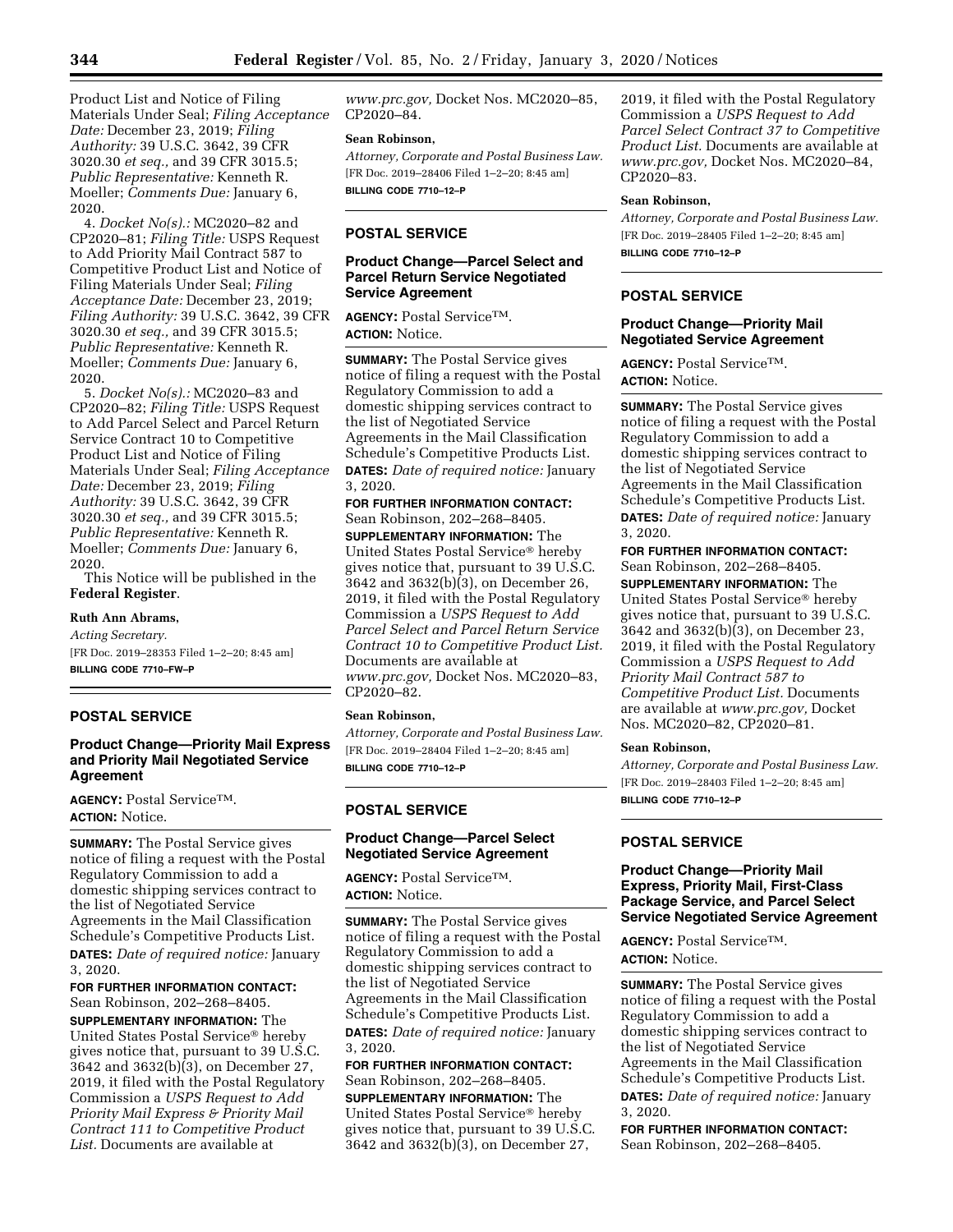Product List and Notice of Filing Materials Under Seal; *Filing Acceptance Date:* December 23, 2019; *Filing Authority:* 39 U.S.C. 3642, 39 CFR 3020.30 *et seq.,* and 39 CFR 3015.5; *Public Representative:* Kenneth R. Moeller; *Comments Due:* January 6, 2020.

4. *Docket No(s).:* MC2020–82 and CP2020–81; *Filing Title:* USPS Request to Add Priority Mail Contract 587 to Competitive Product List and Notice of Filing Materials Under Seal; *Filing Acceptance Date:* December 23, 2019; *Filing Authority:* 39 U.S.C. 3642, 39 CFR 3020.30 *et seq.,* and 39 CFR 3015.5; *Public Representative:* Kenneth R. Moeller; *Comments Due:* January 6, 2020.

5. *Docket No(s).:* MC2020–83 and CP2020–82; *Filing Title:* USPS Request to Add Parcel Select and Parcel Return Service Contract 10 to Competitive Product List and Notice of Filing Materials Under Seal; *Filing Acceptance Date:* December 23, 2019; *Filing Authority:* 39 U.S.C. 3642, 39 CFR 3020.30 *et seq.,* and 39 CFR 3015.5; *Public Representative:* Kenneth R. Moeller; *Comments Due:* January 6, 2020.

This Notice will be published in the **Federal Register**.

**Ruth Ann Abrams,**

*Acting Secretary.*

[FR Doc. 2019–28353 Filed 1–2–20; 8:45 am]

**BILLING CODE 7710–FW–P**

## POSTAL SERVICE

### Product Change—Priority Mail Express and Priority Mail Negotiated Service Agreement

**AGENCY:** Postal Service™.

**ACTION:** Notice.

**SUMMARY:** The Postal Service gives notice of filing a request with the Postal Regulatory Commission to add a domestic shipping services contract to the list of Negotiated Service Agreements in the Mail Classification Schedule's Competitive Products List.

**DATES:** *Date of required notice:* January 3, 2020.

**FOR FURTHER INFORMATION CONTACT:** Sean Robinson, 202–268–8405.

**SUPPLEMENTARY INFORMATION:** The United States Postal Service® hereby gives notice that, pursuant to 39 U.S.C. 3642 and 3632(b)(3), on December 27, 2019, it filed with the Postal Regulatory Commission a *USPS Request to Add Priority Mail Express & Priority Mail Contract 111 to Competitive Product List.* Documents are available at *www.prc.gov,* Docket Nos. MC2020–85, CP2020–84.

**Sean Robinson,**

*Attorney, Corporate and Postal Business Law.*

[FR Doc. 2019–28406 Filed 1–2–20; 8:45 am]

**BILLING CODE 7710–12–P**

## POSTAL SERVICE

### Product Change—Parcel Select and Parcel Return Service Negotiated Service Agreement

**AGENCY:** Postal Service™.

**ACTION:** Notice.

**SUMMARY:** The Postal Service gives notice of filing a request with the Postal Regulatory Commission to add a domestic shipping services contract to the list of Negotiated Service Agreements in the Mail Classification Schedule's Competitive Products List.

**DATES:** *Date of required notice:* January 3, 2020.

**FOR FURTHER INFORMATION CONTACT:** Sean Robinson, 202–268–8405.

**SUPPLEMENTARY INFORMATION:** The United States Postal Service® hereby gives notice that, pursuant to 39 U.S.C. 3642 and 3632(b)(3), on December 26, 2019, it filed with the Postal Regulatory Commission a *USPS Request to Add Parcel Select and Parcel Return Service Contract 10 to Competitive Product List.* Documents are available at *www.prc.gov,* Docket Nos. MC2020–83, CP2020–82.

**Sean Robinson,**

*Attorney, Corporate and Postal Business Law.*

[FR Doc. 2019–28404 Filed 1–2–20; 8:45 am]

**BILLING CODE 7710–12–P**

## POSTAL SERVICE

### Product Change—Parcel Select Negotiated Service Agreement

**AGENCY:** Postal Service™.

**ACTION:** Notice.

**SUMMARY:** The Postal Service gives notice of filing a request with the Postal Regulatory Commission to add a domestic shipping services contract to the list of Negotiated Service Agreements in the Mail Classification Schedule's Competitive Products List.

**DATES:** *Date of required notice:* January 3, 2020.

**FOR FURTHER INFORMATION CONTACT:** Sean Robinson, 202–268–8405.

**SUPPLEMENTARY INFORMATION:** The United States Postal Service® hereby gives notice that, pursuant to 39 U.S.C. 3642 and 3632(b)(3), on December 27, 2019, it filed with the Postal Regulatory Commission a *USPS Request to Add Parcel Select Contract 37 to Competitive Product List.* Documents are available at *www.prc.gov,* Docket Nos. MC2020–84, CP2020–83.

**Sean Robinson,**

*Attorney, Corporate and Postal Business Law.*

[FR Doc. 2019–28405 Filed 1–2–20; 8:45 am]

**BILLING CODE 7710–12–P**

## POSTAL SERVICE

### Product Change—Priority Mail Negotiated Service Agreement

**AGENCY:** Postal Service™.

**ACTION:** Notice.

**SUMMARY:** The Postal Service gives notice of filing a request with the Postal Regulatory Commission to add a domestic shipping services contract to the list of Negotiated Service Agreements in the Mail Classification Schedule's Competitive Products List.

**DATES:** *Date of required notice:* January 3, 2020.

**FOR FURTHER INFORMATION CONTACT:** Sean Robinson, 202–268–8405.

**SUPPLEMENTARY INFORMATION:** The United States Postal Service® hereby gives notice that, pursuant to 39 U.S.C. 3642 and 3632(b)(3), on December 23, 2019, it filed with the Postal Regulatory Commission a *USPS Request to Add Priority Mail Contract 587 to Competitive Product List.* Documents are available at *www.prc.gov,* Docket Nos. MC2020–82, CP2020–81.

**Sean Robinson,**

*Attorney, Corporate and Postal Business Law.*

[FR Doc. 2019–28403 Filed 1–2–20; 8:45 am]

**BILLING CODE 7710–12–P**

## POSTAL SERVICE

### Product Change—Priority Mail Express, Priority Mail, First-Class Package Service, and Parcel Select Service Negotiated Service Agreement

**AGENCY:** Postal Service™.

**ACTION:** Notice.

**SUMMARY:** The Postal Service gives notice of filing a request with the Postal Regulatory Commission to add a domestic shipping services contract to the list of Negotiated Service Agreements in the Mail Classification Schedule's Competitive Products List.

**DATES:** *Date of required notice:* January 3, 2020.

**FOR FURTHER INFORMATION CONTACT:** Sean Robinson, 202–268–8405.